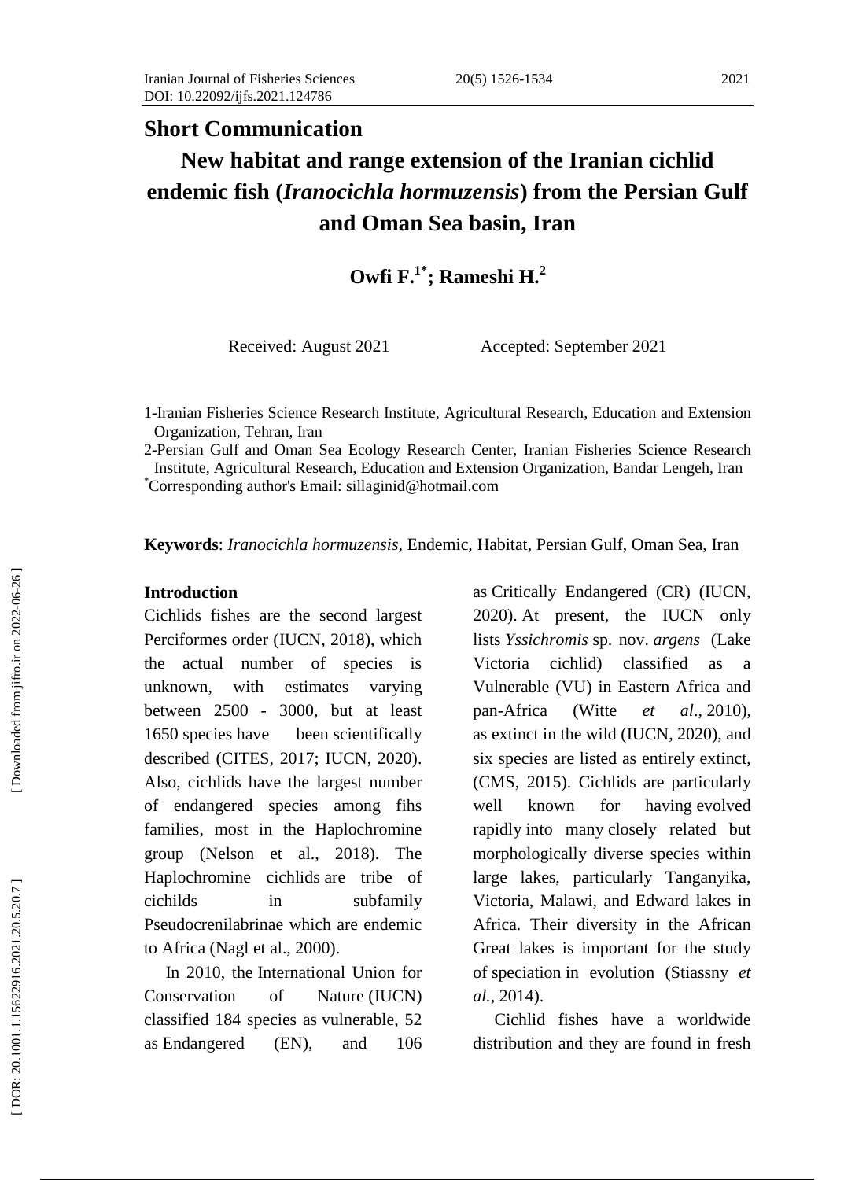**Short Communication**

# New habitat and range extension of the Iranian cichlid endemic fish (*Iranocichla hormuzensis*) from the Persian Gulf and Oman Sea basin, Iran

**Owfi F.[1*]; Rameshi H.[2]**

Received: August 2021 Accepted: September 2021

1-Iranian Fisheries Science Research Institute, Agricultural Research, Education and Extension Organization, Tehran, Iran

2-Persian Gulf and Oman Sea Ecology Research Center, Iranian Fisheries Science Research Institute, Agricultural Research, Education and Extension Organization, Bandar Lengeh, Iran

[*]Corresponding author's Email: sillaginid@hotmail.com

**Keywords**: *Iranocichla hormuzensis*, Endemic, Habitat, Persian Gulf, Oman Sea, Iran

## Introduction

Cichlids fishes are the second largest Perciformes order (IUCN, 2018), which the actual number of species is unknown, with estimates varying between 2500 - 3000, but at least 1650 species have been scientifically described (CITES, 2017; IUCN, 2020). Also, cichlids have the largest number of endangered species among fihs families, most in the Haplochromine group (Nelson et al., 2018). The Haplochromine cichlids are tribe of cichilds in subfamily Pseudocrenilabrinae which are endemic to Africa (Nagl et al., 2000).

In 2010, the International Union for Conservation of Nature (IUCN) classified 184 species as vulnerable, 52 as Endangered (EN), and 106 as Critically Endangered (CR) (IUCN, 2020). At present, the IUCN only lists *Yssichromis* sp. nov. *argens* (Lake Victoria cichlid) classified as a Vulnerable (VU) in Eastern Africa and pan-Africa (Witte *et al*., 2010), as extinct in the wild (IUCN, 2020), and six species are listed as entirely extinct, (CMS, 2015). Cichlids are particularly well known for having evolved rapidly into many closely related but morphologically diverse species within large lakes, particularly Tanganyika, Victoria, Malawi, and Edward lakes in Africa. Their diversity in the African Great lakes is important for the study of speciation in evolution (Stiassny *et al.*, 2014).

Cichlid fishes have a worldwide distribution and they are found in fresh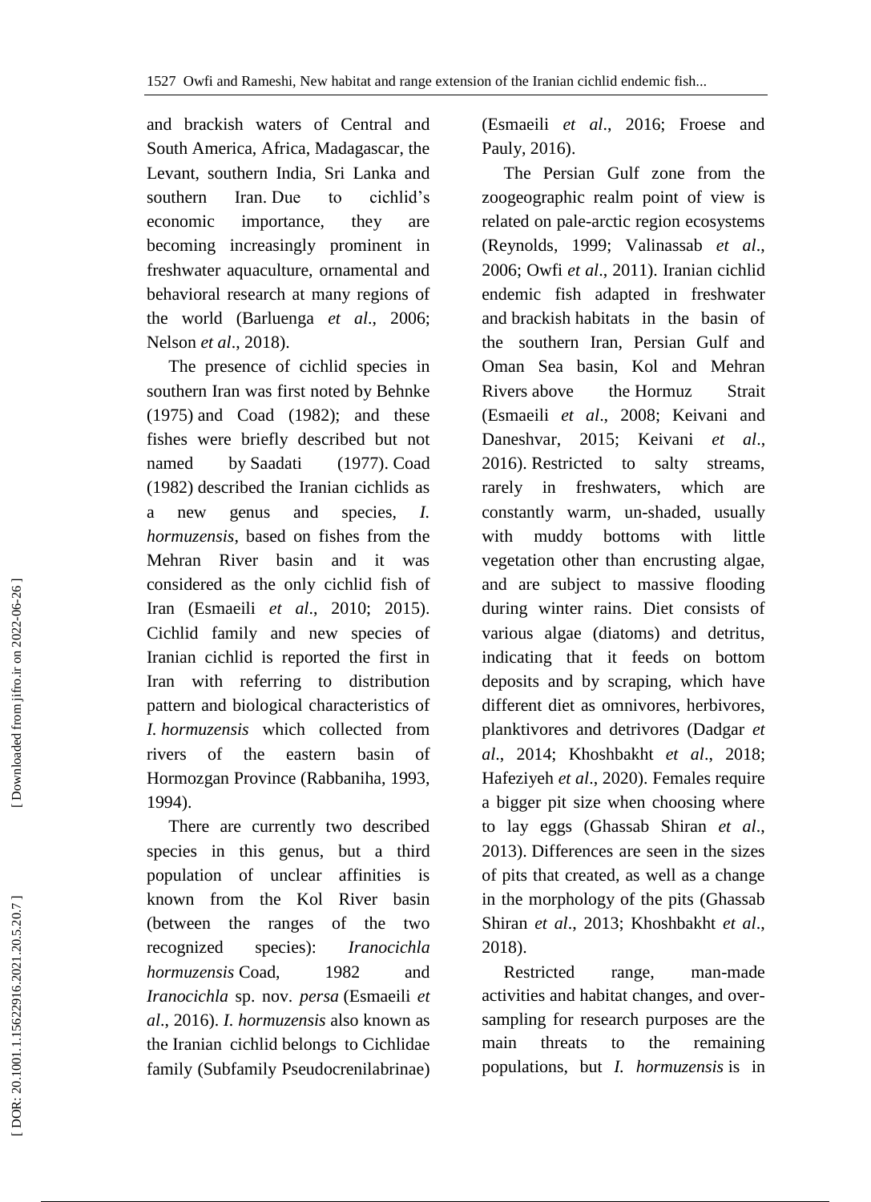and brackish waters of Central and South America, Africa, Madagascar, the Levant, southern India, Sri Lanka and southern Iran. Due to cichlid's economic importance, they are becoming increasingly prominent in freshwater aquaculture, ornamental and behavioral research at many regions of the world (Barluenga *et al*., 2006; Nelson *et al*., 2018).

The presence of cichlid species in southern Iran was first noted by Behnke (1975) and Coad (1982); and these fishes were briefly described but not named by Saadati (1977). Coad (1982) described the Iranian cichlids as a new genus and species, *I. hormuzensis*, based on fishes from the Mehran River basin and it was considered as the only cichlid fish of Iran (Esmaeili *et al*., 2010; 2015). Cichlid family and new species of Iranian cichlid is reported the first in Iran with referring to distribution pattern and biological characteristics of *I. hormuzensis* which collected from rivers of the eastern basin of Hormozgan Province (Rabbaniha, 1993, 1994).

There are currently two described species in this genus, but a third population of unclear affinities is known from the Kol River basin (between the ranges of the two recognized species): *Iranocichla hormuzensis* Coad, 1982 and *Iranocichla* sp. nov. *persa* (Esmaeili *et al*., 2016). *I. hormuzensis* also known as the Iranian cichlid belongs to Cichlidae family (Subfamily Pseudocrenilabrinae) (Esmaeili *et al*., 2016; Froese and Pauly, 2016).

The Persian Gulf zone from the zoogeographic realm point of view is related on pale-arctic region ecosystems (Reynolds, 1999; Valinassab *et al*., 2006; Owfi *et al*., 2011). Iranian cichlid endemic fish adapted in freshwater and brackish habitats in the basin of the southern Iran, Persian Gulf and Oman Sea basin, Kol and Mehran Rivers above the Hormuz Strait (Esmaeili *et al*., 2008; Keivani and Daneshvar, 2015; Keivani *et al*., 2016). Restricted to salty streams, rarely in freshwaters, which are constantly warm, un-shaded, usually with muddy bottoms with little vegetation other than encrusting algae, and are subject to massive flooding during winter rains. Diet consists of various algae (diatoms) and detritus, indicating that it feeds on bottom deposits and by scraping, which have different diet as omnivores, herbivores, planktivores and detrivores (Dadgar *et al*., 2014; Khoshbakht *et al*., 2018; Hafeziyeh *et al*., 2020). Females require a bigger pit size when choosing where to lay eggs (Ghassab Shiran *et al*., 2013). Differences are seen in the sizes of pits that created, as well as a change in the morphology of the pits (Ghassab Shiran *et al*., 2013; Khoshbakht *et al*., 2018).

Restricted range, man-made activities and habitat changes, and over-sampling for research purposes are the main threats to the remaining populations, but *I. hormuzensis* is in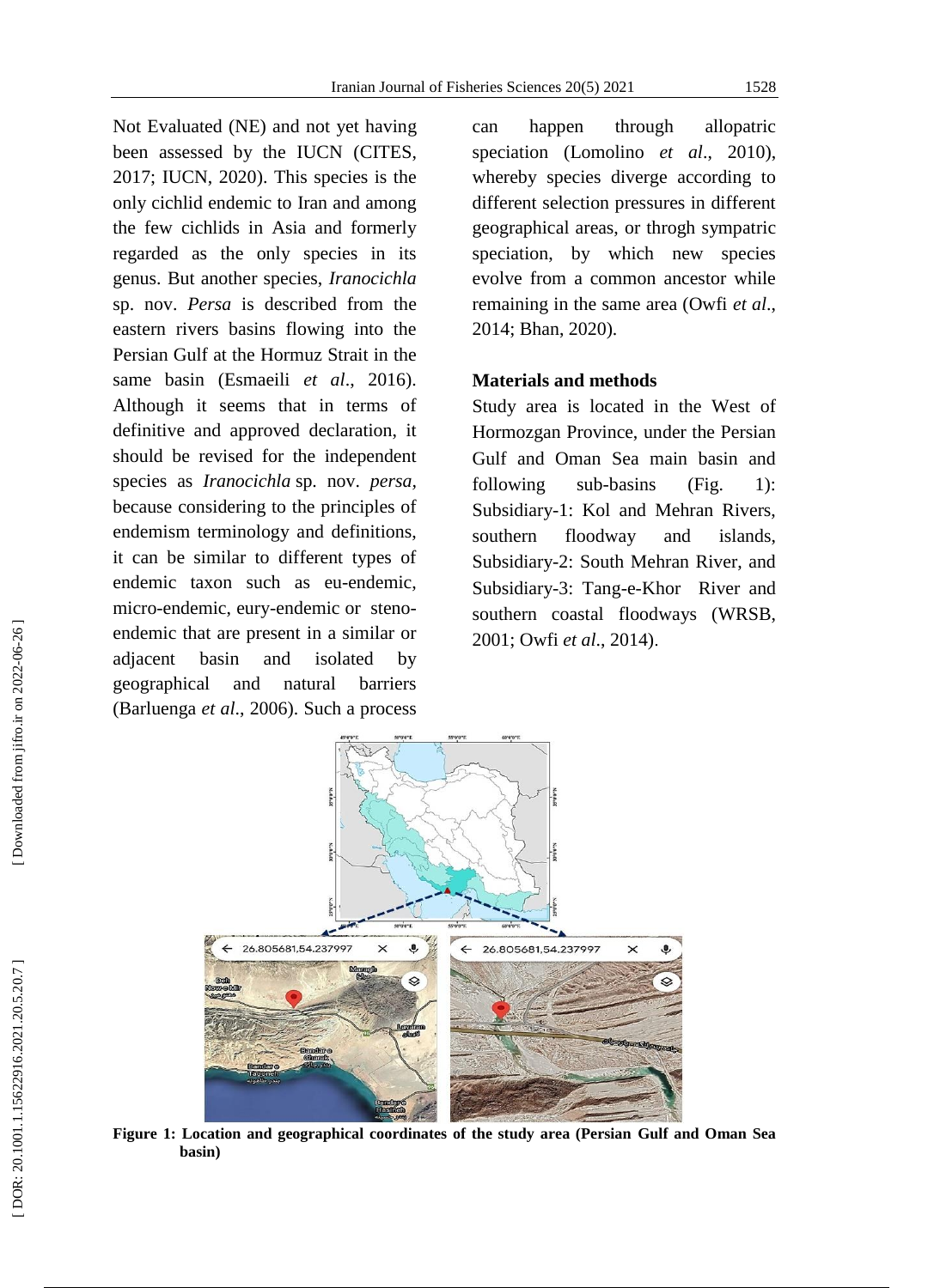Not Evaluated (NE) and not yet having been assessed by the IUCN (CITES, 2017; IUCN, 2020). This species is the only cichlid endemic to Iran and among the few cichlids in Asia and formerly regarded as the only species in its genus. But another species, *Iranocichla* sp. nov. *Persa* is described from the eastern rivers basins flowing into the Persian Gulf at the Hormuz Strait in the same basin (Esmaeili *et al*., 2016). Although it seems that in terms of definitive and approved declaration, it should be revised for the independent species as *Iranocichla* sp. nov. *persa*, because considering to the principles of endemism terminology and definitions, it can be similar to different types of endemic taxon such as eu-endemic, micro-endemic, eury-endemic or steno-endemic that are present in a similar or adjacent basin and isolated by geographical and natural barriers (Barluenga *et al*., 2006). Such a process can happen through allopatric speciation (Lomolino *et al*., 2010), whereby species diverge according to different selection pressures in different geographical areas, or throgh sympatric speciation, by which new species evolve from a common ancestor while remaining in the same area (Owfi *et al*., 2014; Bhan, 2020).

## Materials and methods

Study area is located in the West of Hormozgan Province, under the Persian Gulf and Oman Sea main basin and following sub-basins (Fig. 1): Subsidiary-1: Kol and Mehran Rivers, southern floodway and islands, Subsidiary-2: South Mehran River, and Subsidiary-3: Tang-e-Khor River and southern coastal floodways (WRSB, 2001; Owfi *et al*., 2014).

**Figure 1: Location and geographical coordinates of the study area (Persian Gulf and Oman Sea basin)**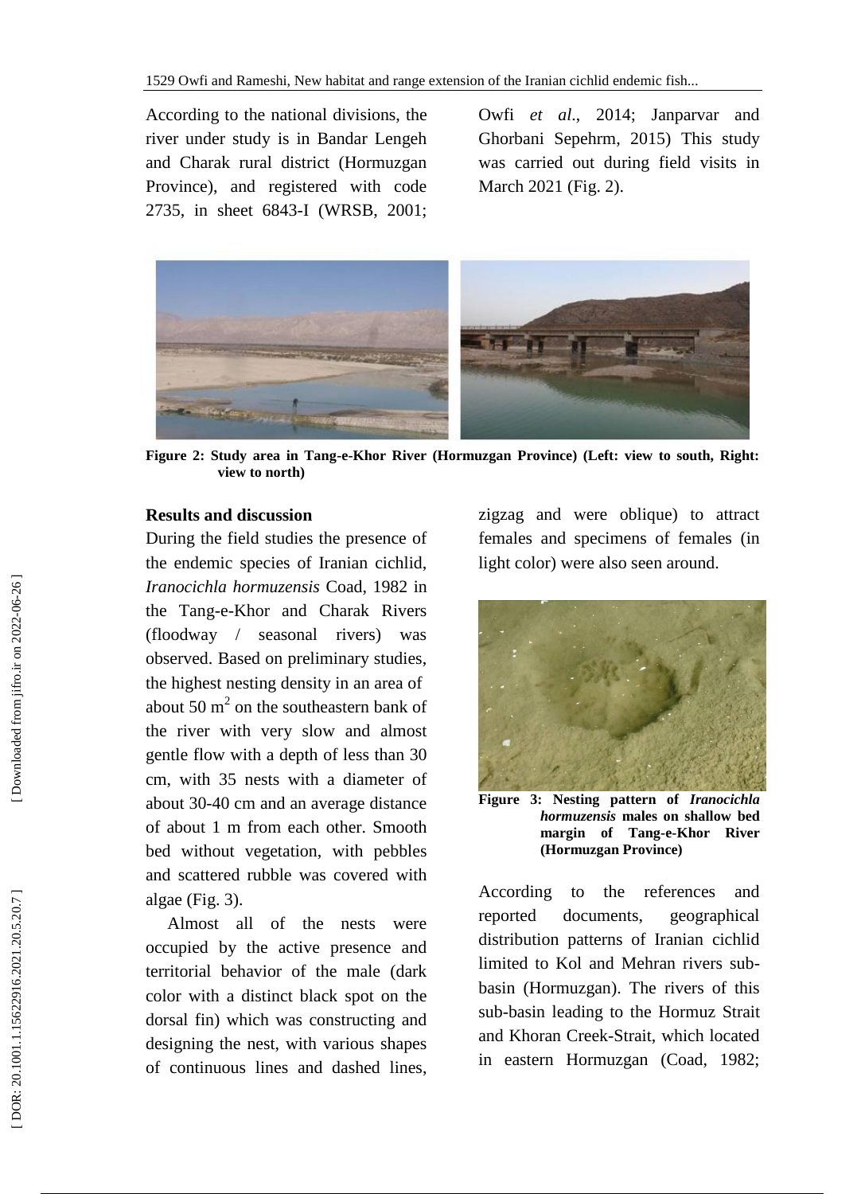According to the national divisions, the river under study is in Bandar Lengeh and Charak rural district (Hormuzgan Province), and registered with code 2735, in sheet 6843-I (WRSB, 2001; Owfi *et al*., 2014; Janparvar and Ghorbani Sepehrm, 2015) This study was carried out during field visits in March 2021 (Fig. 2).

**Figure 2: Study area in Tang-e-Khor River (Hormuzgan Province) (Left: view to south, Right: view to north)**

## Results and discussion

During the field studies the presence of the endemic species of Iranian cichlid, *Iranocichla hormuzensis* Coad, 1982 in the Tang-e-Khor and Charak Rivers (floodway / seasonal rivers) was observed. Based on preliminary studies, the highest nesting density in an area of about 50 $m^2$ on the southeastern bank of the river with very slow and almost gentle flow with a depth of less than 30 cm, with 35 nests with a diameter of about 30-40 cm and an average distance of about 1 m from each other. Smooth bed without vegetation, with pebbles and scattered rubble was covered with algae (Fig. 3).

Almost all of the nests were occupied by the active presence and territorial behavior of the male (dark color with a distinct black spot on the dorsal fin) which was constructing and designing the nest, with various shapes of continuous lines and dashed lines, zigzag and were oblique) to attract females and specimens of females (in light color) were also seen around.

**Figure 3: Nesting pattern of *Iranocichla hormuzensis* males on shallow bed margin of Tang-e-Khor River (Hormuzgan Province)**

According to the references and reported documents, geographical distribution patterns of Iranian cichlid limited to Kol and Mehran rivers sub-basin (Hormuzgan). The rivers of this sub-basin leading to the Hormuz Strait and Khoran Creek-Strait, which located in eastern Hormuzgan (Coad, 1982;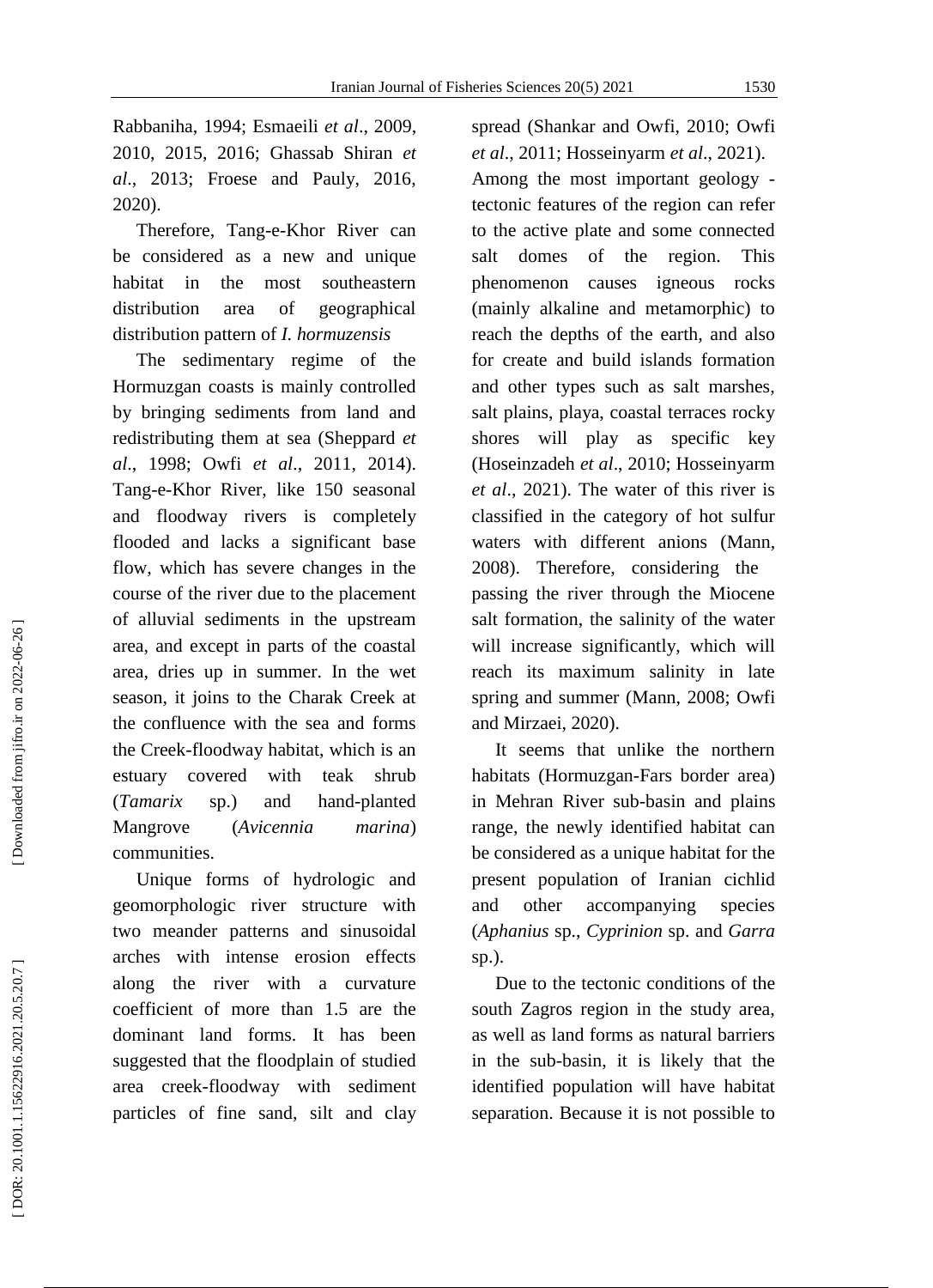Rabbaniha, 1994; Esmaeili *et al*., 2009, 2010, 2015, 2016; Ghassab Shiran *et al*., 2013; Froese and Pauly, 2016, 2020).

Therefore, Tang-e-Khor River can be considered as a new and unique habitat in the most southeastern distribution area of geographical distribution pattern of *I. hormuzensis*

The sedimentary regime of the Hormuzgan coasts is mainly controlled by bringing sediments from land and redistributing them at sea (Sheppard *et al*., 1998; Owfi *et al*., 2011, 2014). Tang-e-Khor River, like 150 seasonal and floodway rivers is completely flooded and lacks a significant base flow, which has severe changes in the course of the river due to the placement of alluvial sediments in the upstream area, and except in parts of the coastal area, dries up in summer. In the wet season, it joins to the Charak Creek at the confluence with the sea and forms the Creek-floodway habitat, which is an estuary covered with teak shrub (*Tamarix* sp.) and hand-planted Mangrove (*Avicennia marina*) communities.

Unique forms of hydrologic and geomorphologic river structure with two meander patterns and sinusoidal arches with intense erosion effects along the river with a curvature coefficient of more than 1.5 are the dominant land forms. It has been suggested that the floodplain of studied area creek-floodway with sediment particles of fine sand, silt and clay spread (Shankar and Owfi, 2010; Owfi *et al*., 2011; Hosseinyarm *et al*., 2021). Among the most important geology - tectonic features of the region can refer to the active plate and some connected salt domes of the region. This phenomenon causes igneous rocks (mainly alkaline and metamorphic) to reach the depths of the earth, and also for create and build islands formation and other types such as salt marshes, salt plains, playa, coastal terraces rocky shores will play as specific key (Hoseinzadeh *et al*., 2010; Hosseinyarm *et al*., 2021). The water of this river is classified in the category of hot sulfur waters with different anions (Mann, 2008). Therefore, considering the passing the river through the Miocene salt formation, the salinity of the water will increase significantly, which will reach its maximum salinity in late spring and summer (Mann, 2008; Owfi and Mirzaei, 2020).

It seems that unlike the northern habitats (Hormuzgan-Fars border area) in Mehran River sub-basin and plains range, the newly identified habitat can be considered as a unique habitat for the present population of Iranian cichlid and other accompanying species (*Aphanius* sp., *Cyprinion* sp. and *Garra* sp.).

Due to the tectonic conditions of the south Zagros region in the study area, as well as land forms as natural barriers in the sub-basin, it is likely that the identified population will have habitat separation. Because it is not possible to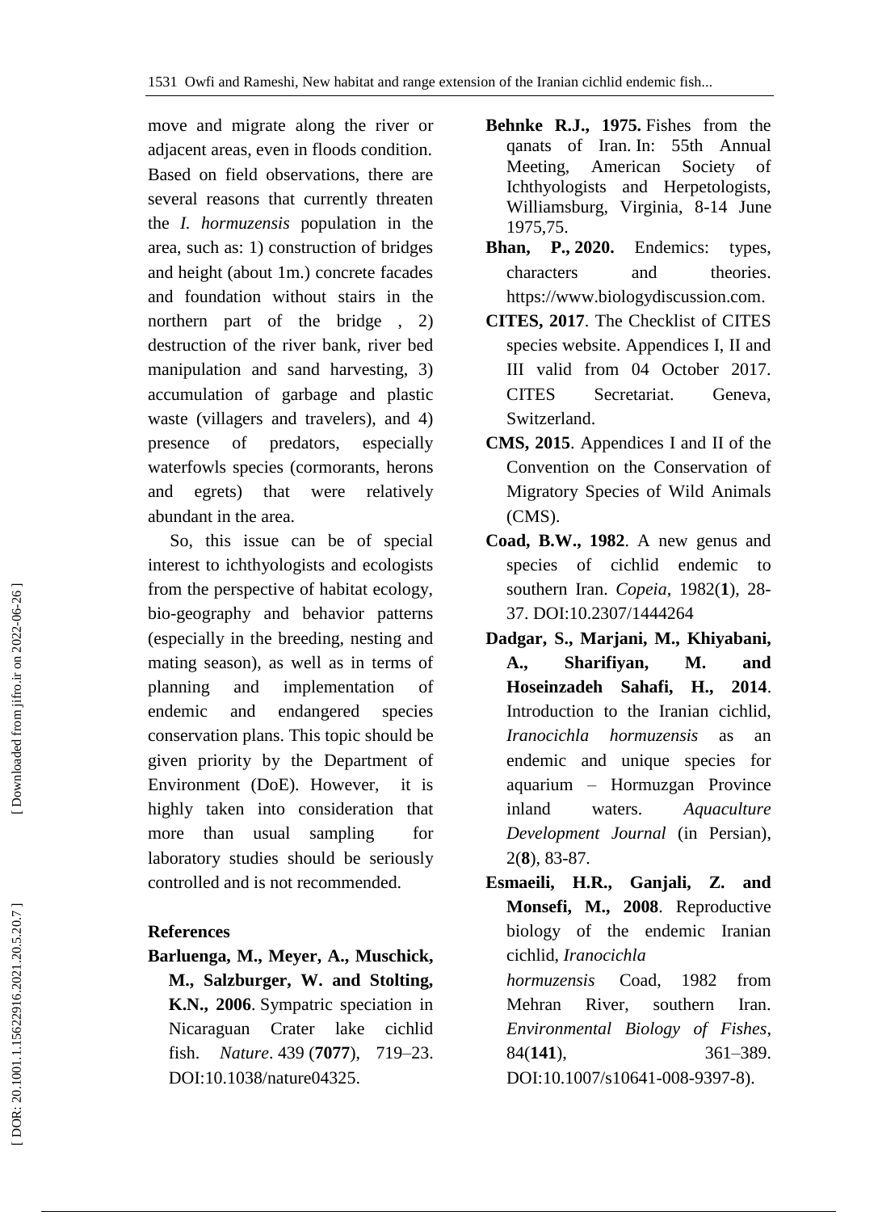move and migrate along the river or adjacent areas, even in floods condition. Based on field observations, there are several reasons that currently threaten the *I. hormuzensis* population in the area, such as: 1) construction of bridges and height (about 1m.) concrete facades and foundation without stairs in the northern part of the bridge , 2) destruction of the river bank, river bed manipulation and sand harvesting, 3) accumulation of garbage and plastic waste (villagers and travelers), and 4) presence of predators, especially waterfowls species (cormorants, herons and egrets) that were relatively abundant in the area.

So, this issue can be of special interest to ichthyologists and ecologists from the perspective of habitat ecology, bio-geography and behavior patterns (especially in the breeding, nesting and mating season), as well as in terms of planning and implementation of endemic and endangered species conservation plans. This topic should be given priority by the Department of Environment (DoE). However, it is highly taken into consideration that more than usual sampling for laboratory studies should be seriously controlled and is not recommended.

## References

**Barluenga, M., Meyer, A., Muschick, M., Salzburger, W. and Stolting, K.N., 2006**. Sympatric speciation in Nicaraguan Crater lake cichlid fish. *Nature*. 439 (**7077**), 719–23. DOI:10.1038/nature04325.

**Behnke R.J., 1975.** Fishes from the qanats of Iran. In: 55th Annual Meeting, American Society of Ichthyologists and Herpetologists, Williamsburg, Virginia, 8-14 June 1975,75.

**Bhan, P., 2020.** Endemics: types, characters and theories. https://www.biologydiscussion.com.

**CITES, 2017**. The Checklist of CITES species website. Appendices I, II and III valid from 04 October 2017. CITES Secretariat. Geneva, Switzerland.

**CMS, 2015**. Appendices I and II of the Convention on the Conservation of Migratory Species of Wild Animals (CMS).

**Coad, B.W., 1982**. A new genus and species of cichlid endemic to southern Iran. *Copeia*, 1982(**1**), 28-37. DOI:10.2307/1444264

**Dadgar, S., Marjani, M., Khiyabani, A., Sharifiyan, M. and Hoseinzadeh Sahafi, H., 2014**. Introduction to the Iranian cichlid, *Iranocichla hormuzensis* as an endemic and unique species for aquarium – Hormuzgan Province inland waters. *Aquaculture Development Journal* (in Persian), 2(**8**), 83-87.

**Esmaeili, H.R., Ganjali, Z. and Monsefi, M., 2008**. Reproductive biology of the endemic Iranian cichlid, *Iranocichla hormuzensis* Coad, 1982 from Mehran River, southern Iran. *Environmental Biology of Fishes*, 84(**141**), 361–389. DOI:10.1007/s10641-008-9397-8).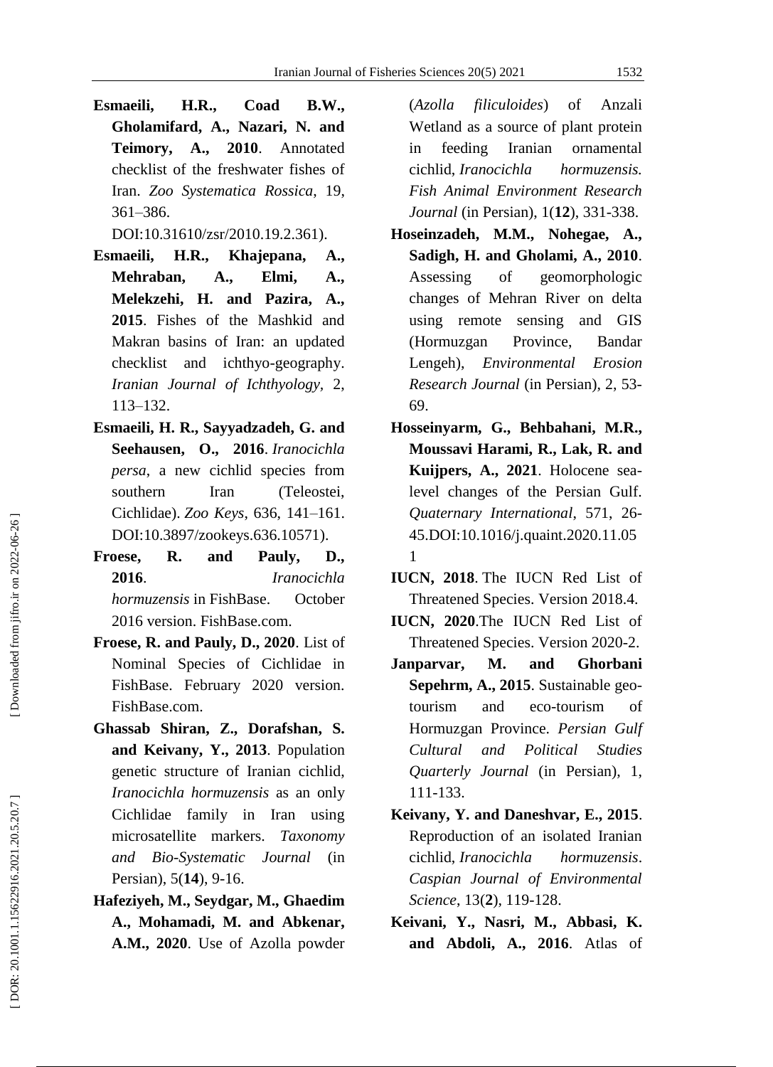**Esmaeili, H.R., Coad B.W., Gholamifard, A., Nazari, N. and Teimory, A., 2010**. Annotated checklist of the freshwater fishes of Iran. *Zoo Systematica Rossica*, 19, 361–386. DOI:10.31610/zsr/2010.19.2.361).

**Esmaeili, H.R., Khajepana, A., Mehraban, A., Elmi, A., Melekzehi, H. and Pazira, A., 2015**. Fishes of the Mashkid and Makran basins of Iran: an updated checklist and ichthyo-geography. *Iranian Journal of Ichthyology*, 2, 113–132.

**Esmaeili, H. R., Sayyadzadeh, G. and Seehausen, O., 2016**. *Iranocichla persa*, a new cichlid species from southern Iran (Teleostei, Cichlidae). *Zoo Keys*, 636, 141–161. DOI:10.3897/zookeys.636.10571).

**Froese, R. and Pauly, D., 2016**. *Iranocichla hormuzensis* in FishBase. October 2016 version. FishBase.com.

**Froese, R. and Pauly, D., 2020**. List of Nominal Species of Cichlidae in FishBase. February 2020 version. FishBase.com.

**Ghassab Shiran, Z., Dorafshan, S. and Keivany, Y., 2013**. Population genetic structure of Iranian cichlid, *Iranocichla hormuzensis* as an only Cichlidae family in Iran using microsatellite markers. *Taxonomy and Bio-Systematic Journal* (in Persian), 5(**14**), 9-16.

**Hafeziyeh, M., Seydgar, M., Ghaedim A., Mohamadi, M. and Abkenar, A.M., 2020**. Use of Azolla powder (*Azolla filiculoides*) of Anzali Wetland as a source of plant protein in feeding Iranian ornamental cichlid, *Iranocichla hormuzensis. Fish Animal Environment Research Journal* (in Persian), 1(**12**), 331-338.

**Hoseinzadeh, M.M., Nohegae, A., Sadigh, H. and Gholami, A., 2010**. Assessing of geomorphologic changes of Mehran River on delta using remote sensing and GIS (Hormuzgan Province, Bandar Lengeh), *Environmental Erosion Research Journal* (in Persian), 2, 53-69.

**Hosseinyarm, G., Behbahani, M.R., Moussavi Harami, R., Lak, R. and Kuijpers, A., 2021**. Holocene sea-level changes of the Persian Gulf. *Quaternary International*, 571, 26-45.DOI:10.1016/j.quaint.2020.11.051

**IUCN, 2018**. The IUCN Red List of Threatened Species. Version 2018.4.

**IUCN, 2020**.The IUCN Red List of Threatened Species. Version 2020-2.

**Janparvar, M. and Ghorbani Sepehrm, A., 2015**. Sustainable geo-tourism and eco-tourism of Hormuzgan Province. *Persian Gulf Cultural and Political Studies Quarterly Journal* (in Persian), 1, 111-133.

**Keivany, Y. and Daneshvar, E., 2015**. Reproduction of an isolated Iranian cichlid, *Iranocichla hormuzensis*. *Caspian Journal of Environmental Science*, 13(**2**), 119-128.

**Keivani, Y., Nasri, M., Abbasi, K. and Abdoli, A., 2016**. Atlas of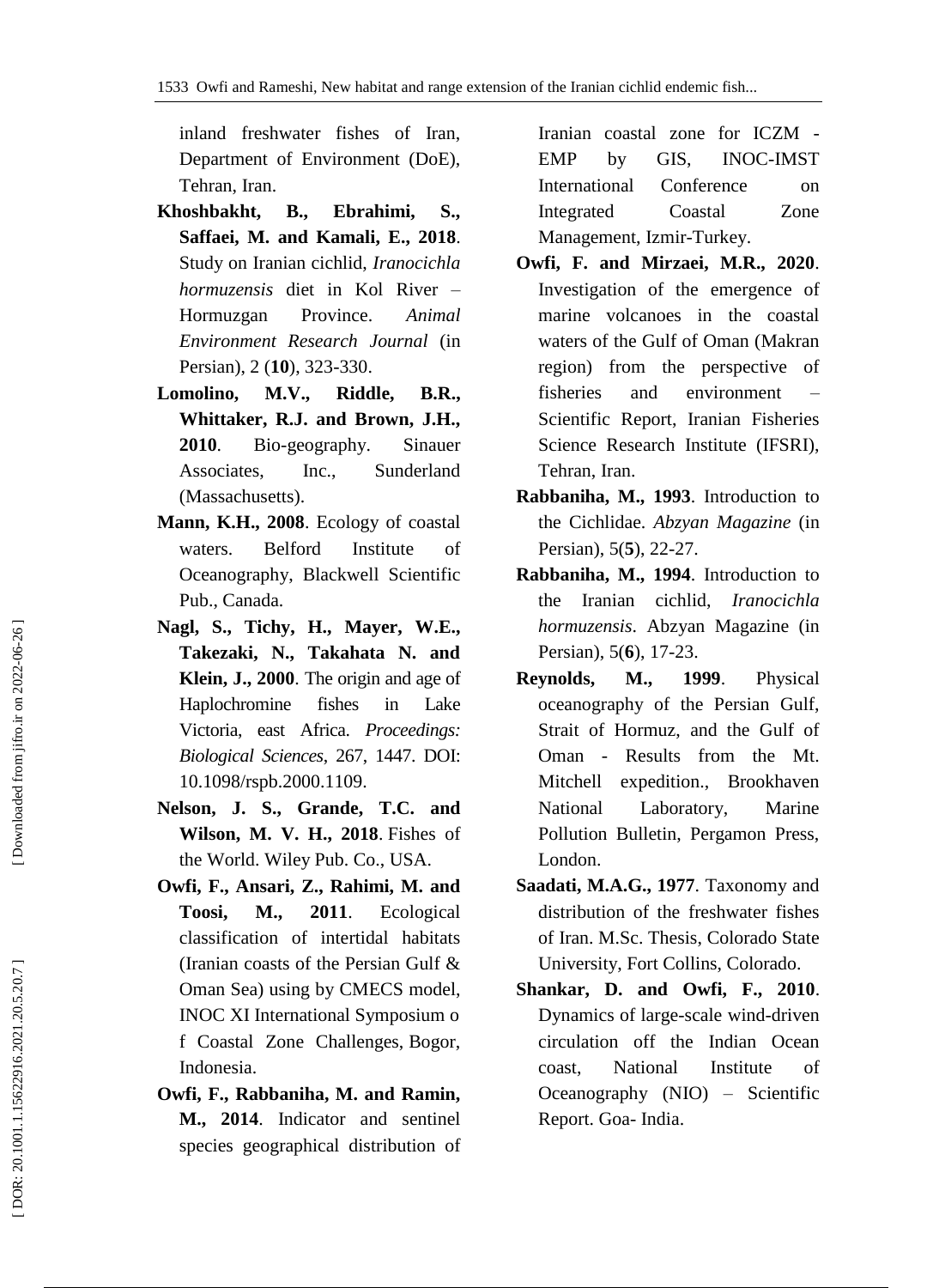inland freshwater fishes of Iran, Department of Environment (DoE), Tehran, Iran.

**Khoshbakht, B., Ebrahimi, S., Saffaei, M. and Kamali, E., 2018**. Study on Iranian cichlid, *Iranocichla hormuzensis* diet in Kol River – Hormuzgan Province. *Animal Environment Research Journal* (in Persian), 2 (**10**), 323-330.

**Lomolino, M.V., Riddle, B.R., Whittaker, R.J. and Brown, J.H., 2010**. Bio-geography. Sinauer Associates, Inc., Sunderland (Massachusetts).

**Mann, K.H., 2008**. Ecology of coastal waters. Belford Institute of Oceanography, Blackwell Scientific Pub., Canada.

**Nagl, S., Tichy, H., Mayer, W.E., Takezaki, N., Takahata N. and Klein, J., 2000**. The origin and age of Haplochromine fishes in Lake Victoria, east Africa. *Proceedings: Biological Sciences*, 267, 1447. DOI: 10.1098/rspb.2000.1109.

**Nelson, J. S., Grande, T.C. and Wilson, M. V. H., 2018**. Fishes of the World. Wiley Pub. Co., USA.

**Owfi, F., Ansari, Z., Rahimi, M. and Toosi, M., 2011**. Ecological classification of intertidal habitats (Iranian coasts of the Persian Gulf & Oman Sea) using by CMECS model, INOC XI International Symposium o f Coastal Zone Challenges, Bogor, Indonesia.

**Owfi, F., Rabbaniha, M. and Ramin, M., 2014**. Indicator and sentinel species geographical distribution of Iranian coastal zone for ICZM - EMP by GIS, INOC-IMST International Conference on Integrated Coastal Zone Management, Izmir-Turkey.

**Owfi, F. and Mirzaei, M.R., 2020**. Investigation of the emergence of marine volcanoes in the coastal waters of the Gulf of Oman (Makran region) from the perspective of fisheries and environment – Scientific Report, Iranian Fisheries Science Research Institute (IFSRI), Tehran, Iran.

**Rabbaniha, M., 1993**. Introduction to the Cichlidae. *Abzyan Magazine* (in Persian), 5(**5**), 22-27.

**Rabbaniha, M., 1994**. Introduction to the Iranian cichlid, *Iranocichla hormuzensis*. Abzyan Magazine (in Persian), 5(**6**), 17-23.

**Reynolds, M., 1999**. Physical oceanography of the Persian Gulf, Strait of Hormuz, and the Gulf of Oman - Results from the Mt. Mitchell expedition., Brookhaven National Laboratory, Marine Pollution Bulletin, Pergamon Press, London.

**Saadati, M.A.G., 1977**. Taxonomy and distribution of the freshwater fishes of Iran. M.Sc. Thesis, Colorado State University, Fort Collins, Colorado.

**Shankar, D. and Owfi, F., 2010**. Dynamics of large-scale wind-driven circulation off the Indian Ocean coast, National Institute of Oceanography (NIO) – Scientific Report. Goa- India.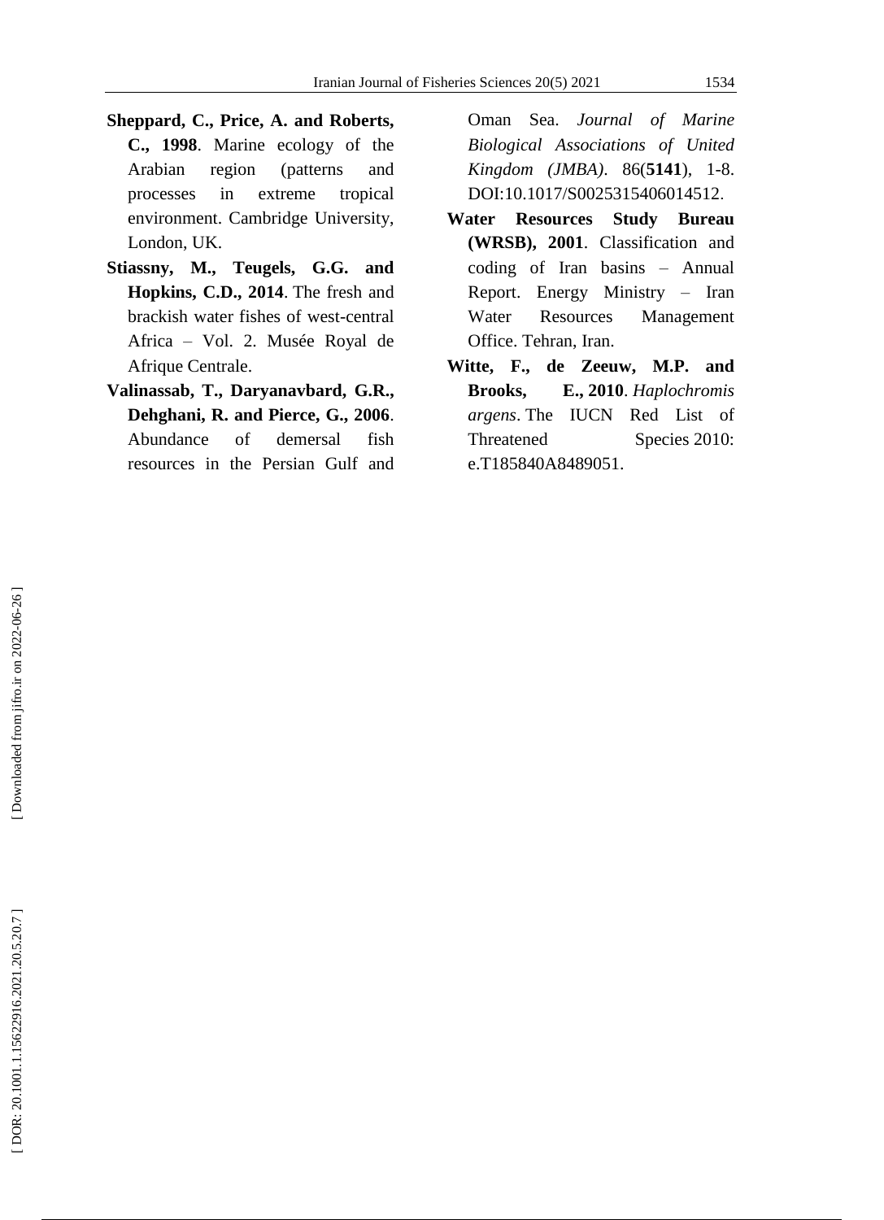**Sheppard, C., Price, A. and Roberts, C., 1998**. Marine ecology of the Arabian region (patterns and processes in extreme tropical environment. Cambridge University, London, UK.

**Stiassny, M., Teugels, G.G. and Hopkins, C.D., 2014**. The fresh and brackish water fishes of west-central Africa – Vol. 2. Musée Royal de Afrique Centrale.

**Valinassab, T., Daryanavbard, G.R., Dehghani, R. and Pierce, G., 2006**. Abundance of demersal fish resources in the Persian Gulf and Oman Sea. *Journal of Marine Biological Associations of United Kingdom (JMBA)*. 86(**5141**), 1-8. DOI:10.1017/S0025315406014512.

**Water Resources Study Bureau (WRSB), 2001**. Classification and coding of Iran basins – Annual Report. Energy Ministry – Iran Water Resources Management Office. Tehran, Iran.

**Witte, F., de Zeeuw, M.P. and Brooks, E., 2010**. *Haplochromis argens*. The IUCN Red List of Threatened Species 2010: e.T185840A8489051.